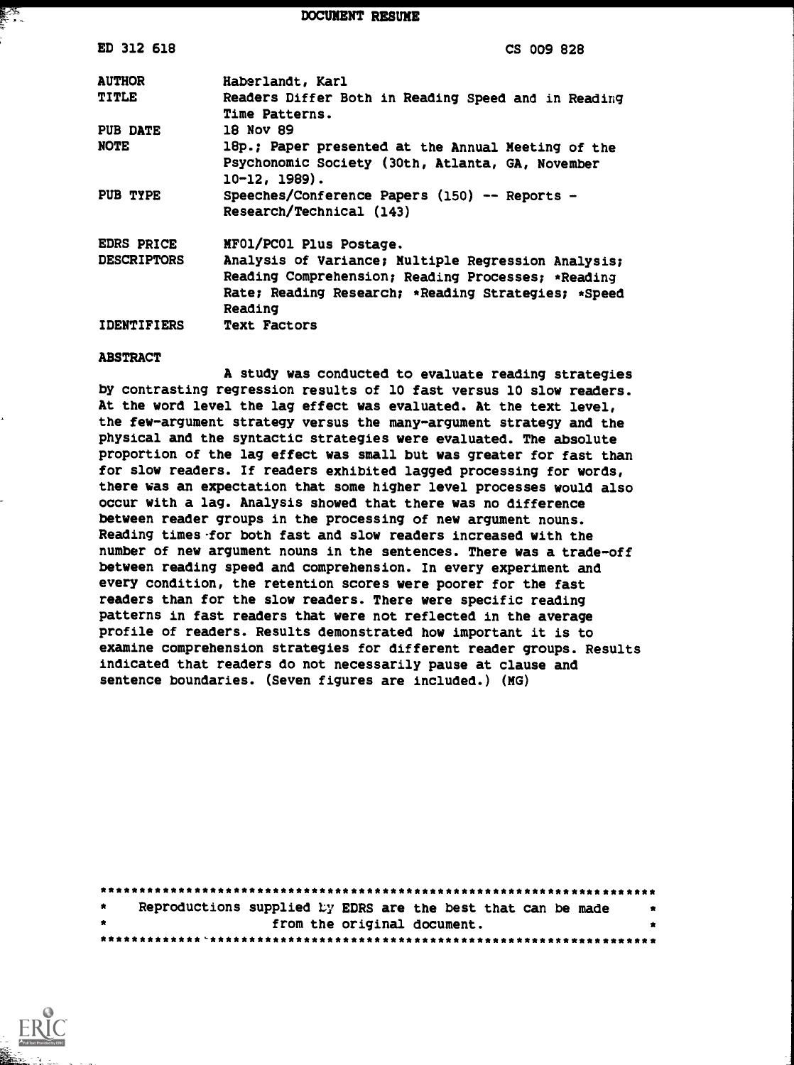# DOCUMENT RESUME

| | |
|---|---|
| ED 312 618 | CS 009 828 |
| AUTHOR | Haberlandt, Karl |
| TITLE | Readers Differ Both in Reading Speed and in Reading Time Patterns. |
| PUB DATE | 18 Nov 89 |
| NOTE | 18p.; Paper presented at the Annual Meeting of the Psychonomic Society (30th, Atlanta, GA, November 10-12, 1989). |
| PUB TYPE | Speeches/Conference Papers (150) -- Reports - Research/Technical (143) |
| EDRS PRICE | MF01/PC01 Plus Postage. |
| DESCRIPTORS | Analysis of Variance; Multiple Regression Analysis; Reading Comprehension; Reading Processes; *Reading Rate; Reading Research; *Reading Strategies; *Speed Reading |
| IDENTIFIERS | Text Factors |

## ABSTRACT

A study was conducted to evaluate reading strategies by contrasting regression results of 10 fast versus 10 slow readers. At the word level the lag effect was evaluated. At the text level, the few-argument strategy versus the many-argument strategy and the physical and the syntactic strategies were evaluated. The absolute proportion of the lag effect was small but was greater for fast than for slow readers. If readers exhibited lagged processing for words, there was an expectation that some higher level processes would also occur with a lag. Analysis showed that there was no difference between reader groups in the processing of new argument nouns. Reading times for both fast and slow readers increased with the number of new argument nouns in the sentences. There was a trade-off between reading speed and comprehension. In every experiment and every condition, the retention scores were poorer for the fast readers than for the slow readers. There were specific reading patterns in fast readers that were not reflected in the average profile of readers. Results demonstrated how important it is to examine comprehension strategies for different reader groups. Results indicated that readers do not necessarily pause at clause and sentence boundaries. (Seven figures are included.) (MG)

***********************************************************************
* Reproductions supplied by EDRS are the best that can be made *
* from the original document. *
***********************************************************************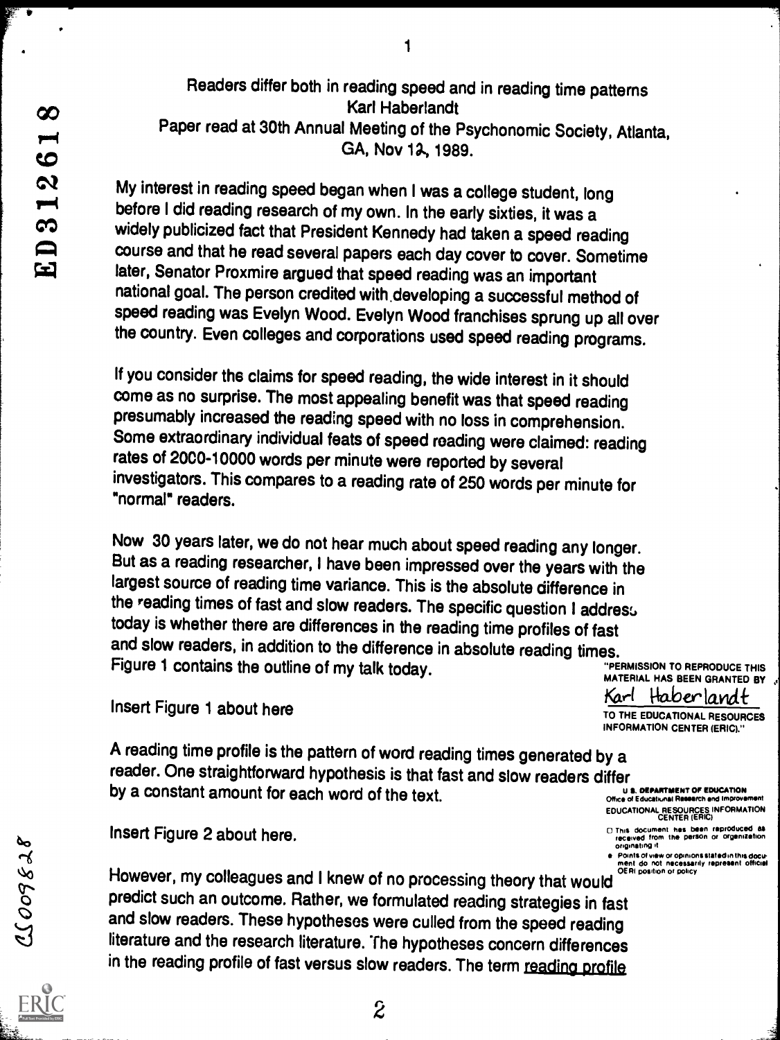Readers differ both in reading speed and in reading time patterns
Karl Haberlandt
Paper read at 30th Annual Meeting of the Psychonomic Society, Atlanta, GA, Nov 12, 1989.

My interest in reading speed began when I was a college student, long before I did reading research of my own. In the early sixties, it was a widely publicized fact that President Kennedy had taken a speed reading course and that he read several papers each day cover to cover. Sometime later, Senator Proxmire argued that speed reading was an important national goal. The person credited with developing a successful method of speed reading was Evelyn Wood. Evelyn Wood franchises sprung up all over the country. Even colleges and corporations used speed reading programs.

If you consider the claims for speed reading, the wide interest in it should come as no surprise. The most appealing benefit was that speed reading presumably increased the reading speed with no loss in comprehension. Some extraordinary individual feats of speed reading were claimed: reading rates of 2000-10000 words per minute were reported by several investigators. This compares to a reading rate of 250 words per minute for "normal" readers.

Now 30 years later, we do not hear much about speed reading any longer. But as a reading researcher, I have been impressed over the years with the largest source of reading time variance. This is the absolute difference in the reading times of fast and slow readers. The specific question I address today is whether there are differences in the reading time profiles of fast and slow readers, in addition to the difference in absolute reading times. Figure 1 contains the outline of my talk today.

Insert Figure 1 about here

A reading time profile is the pattern of word reading times generated by a reader. One straightforward hypothesis is that fast and slow readers differ by a constant amount for each word of the text.

Insert Figure 2 about here.

However, my colleagues and I knew of no processing theory that would predict such an outcome. Rather, we formulated reading strategies in fast and slow readers. These hypotheses were culled from the speed reading literature and the research literature. The hypotheses concern differences in the reading profile of fast versus slow readers. The term <u>reading profile</u>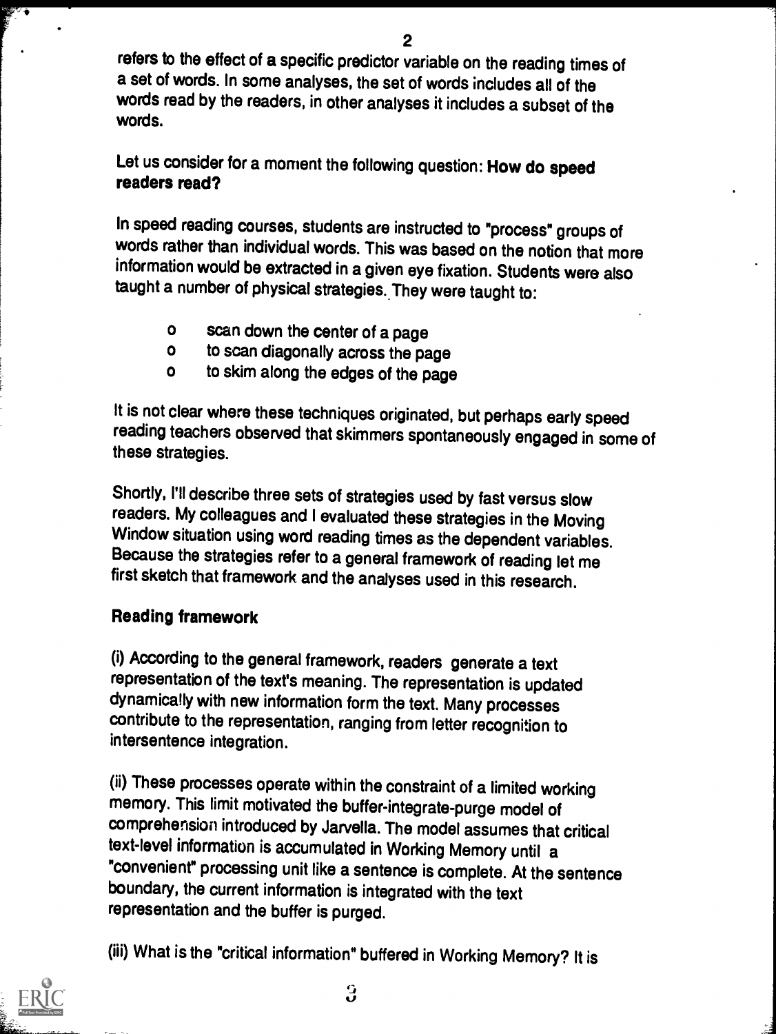refers to the effect of a specific predictor variable on the reading times of a set of words. In some analyses, the set of words includes all of the words read by the readers, in other analyses it includes a subset of the words.

Let us consider for a moment the following question: **How do speed readers read?**

In speed reading courses, students are instructed to "process" groups of words rather than individual words. This was based on the notion that more information would be extracted in a given eye fixation. Students were also taught a number of physical strategies. They were taught to:

- scan down the center of a page
- to scan diagonally across the page
- to skim along the edges of the page

It is not clear where these techniques originated, but perhaps early speed reading teachers observed that skimmers spontaneously engaged in some of these strategies.

Shortly, I'll describe three sets of strategies used by fast versus slow readers. My colleagues and I evaluated these strategies in the Moving Window situation using word reading times as the dependent variables. Because the strategies refer to a general framework of reading let me first sketch that framework and the analyses used in this research.

**Reading framework**

(i) According to the general framework, readers generate a text representation of the text's meaning. The representation is updated dynamically with new information form the text. Many processes contribute to the representation, ranging from letter recognition to intersentence integration.

(ii) These processes operate within the constraint of a limited working memory. This limit motivated the buffer-integrate-purge model of comprehension introduced by Jarvella. The model assumes that critical text-level information is accumulated in Working Memory until a "convenient" processing unit like a sentence is complete. At the sentence boundary, the current information is integrated with the text representation and the buffer is purged.

(iii) What is the "critical information" buffered in Working Memory? It is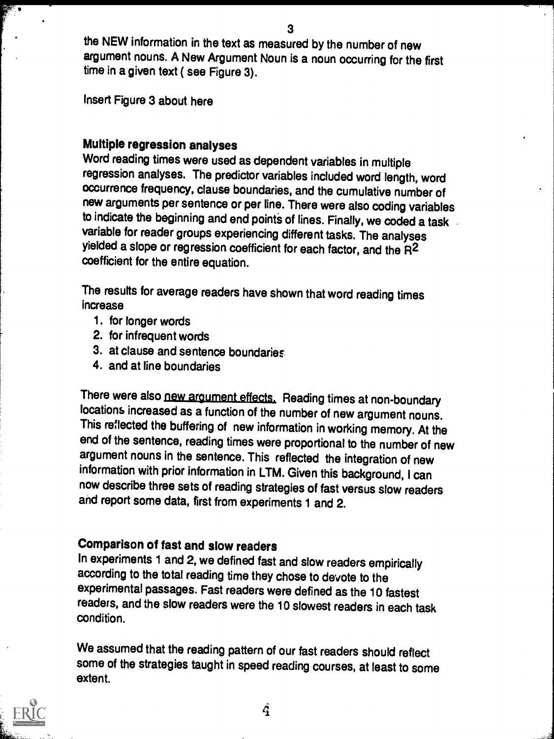the NEW information in the text as measured by the number of new argument nouns. A New Argument Noun is a noun occurring for the first time in a given text ( see Figure 3).

Insert Figure 3 about here

### Multiple regression analyses

Word reading times were used as dependent variables in multiple regression analyses. The predictor variables included word length, word occurrence frequency, clause boundaries, and the cumulative number of new arguments per sentence or per line. There were also coding variables to indicate the beginning and end points of lines. Finally, we coded a task variable for reader groups experiencing different tasks. The analyses yielded a slope or regression coefficient for each factor, and the $R^2$ coefficient for the entire equation.

The results for average readers have shown that word reading times increase

1. for longer words
2. for infrequent words
3. at clause and sentence boundaries
4. and at line boundaries

There were also new argument effects. Reading times at non-boundary locations increased as a function of the number of new argument nouns. This reflected the buffering of new information in working memory. At the end of the sentence, reading times were proportional to the number of new argument nouns in the sentence. This reflected the integration of new information with prior information in LTM. Given this background, I can now describe three sets of reading strategies of fast versus slow readers and report some data, first from experiments 1 and 2.

### Comparison of fast and slow readers

In experiments 1 and 2, we defined fast and slow readers empirically according to the total reading time they chose to devote to the experimental passages. Fast readers were defined as the 10 fastest readers, and the slow readers were the 10 slowest readers in each task condition.

We assumed that the reading pattern of our fast readers should reflect some of the strategies taught in speed reading courses, at least to some extent.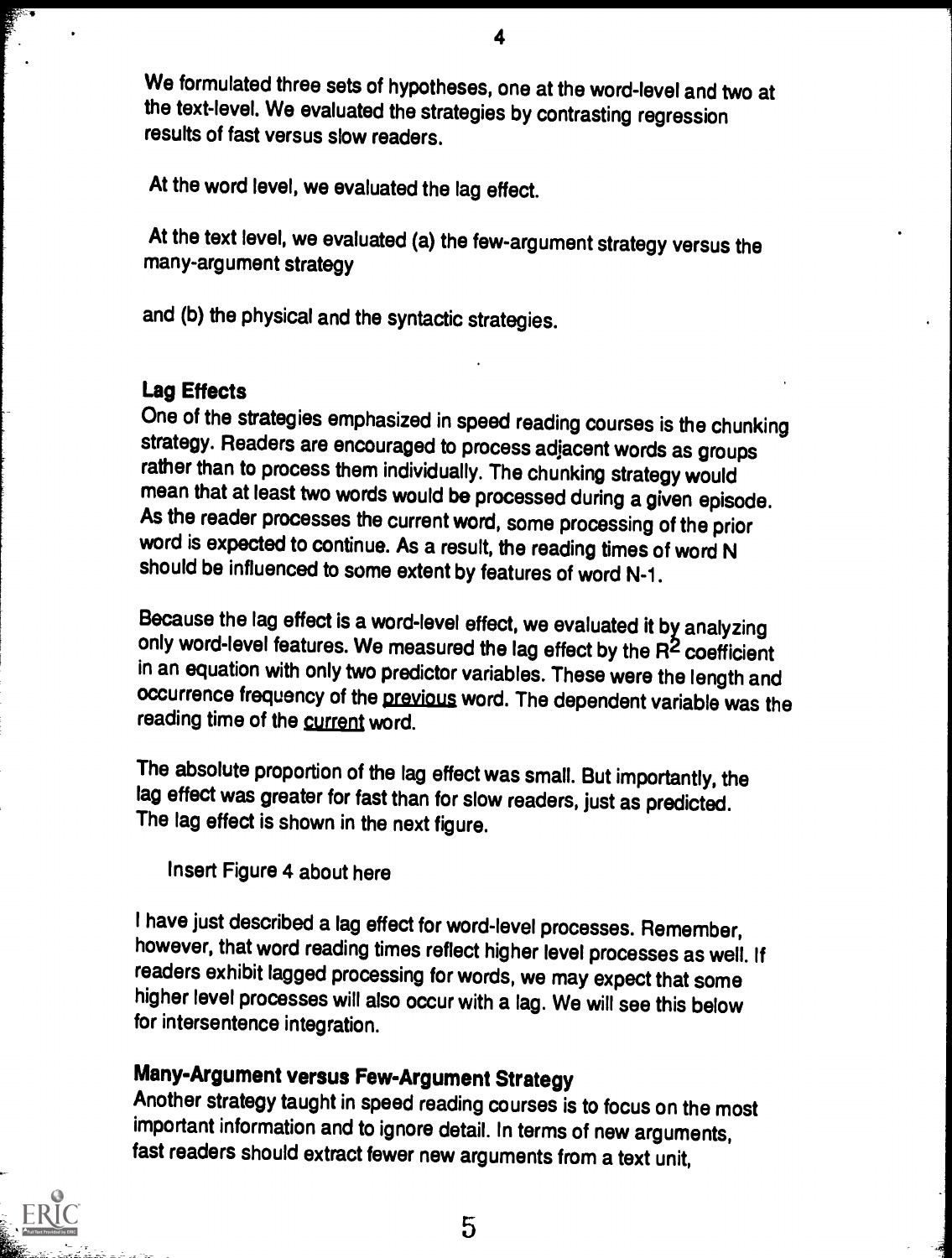We formulated three sets of hypotheses, one at the word-level and two at the text-level. We evaluated the strategies by contrasting regression results of fast versus slow readers.

At the word level, we evaluated the lag effect.

At the text level, we evaluated (a) the few-argument strategy versus the many-argument strategy

and (b) the physical and the syntactic strategies.

### Lag Effects

One of the strategies emphasized in speed reading courses is the chunking strategy. Readers are encouraged to process adjacent words as groups rather than to process them individually. The chunking strategy would mean that at least two words would be processed during a given episode. As the reader processes the current word, some processing of the prior word is expected to continue. As a result, the reading times of word N should be influenced to some extent by features of word N-1.

Because the lag effect is a word-level effect, we evaluated it by analyzing only word-level features. We measured the lag effect by the $R^2$ coefficient in an equation with only two predictor variables. These were the length and occurrence frequency of the <u>previous</u> word. The dependent variable was the reading time of the <u>current</u> word.

The absolute proportion of the lag effect was small. But importantly, the lag effect was greater for fast than for slow readers, just as predicted. The lag effect is shown in the next figure.

Insert Figure 4 about here

I have just described a lag effect for word-level processes. Remember, however, that word reading times reflect higher level processes as well. If readers exhibit lagged processing for words, we may expect that some higher level processes will also occur with a lag. We will see this below for intersentence integration.

### Many-Argument versus Few-Argument Strategy

Another strategy taught in speed reading courses is to focus on the most important information and to ignore detail. In terms of new arguments, fast readers should extract fewer new arguments from a text unit,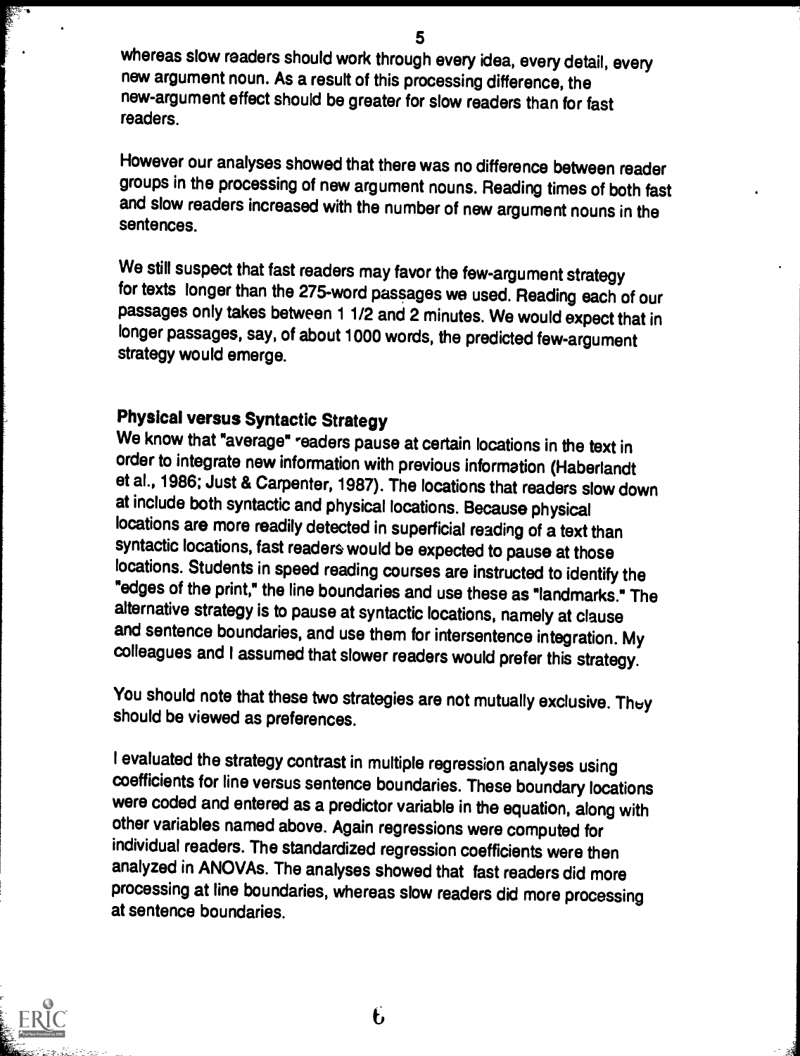whereas slow readers should work through every idea, every detail, every new argument noun. As a result of this processing difference, the new-argument effect should be greater for slow readers than for fast readers.

However our analyses showed that there was no difference between reader groups in the processing of new argument nouns. Reading times of both fast and slow readers increased with the number of new argument nouns in the sentences.

We still suspect that fast readers may favor the few-argument strategy for texts longer than the 275-word passages we used. Reading each of our passages only takes between 1 1/2 and 2 minutes. We would expect that in longer passages, say, of about 1000 words, the predicted few-argument strategy would emerge.

## Physical versus Syntactic Strategy

We know that "average" readers pause at certain locations in the text in order to integrate new information with previous information (Haberlandt et al., 1986; Just & Carpenter, 1987). The locations that readers slow down at include both syntactic and physical locations. Because physical locations are more readily detected in superficial reading of a text than syntactic locations, fast readers would be expected to pause at those locations. Students in speed reading courses are instructed to identify the "edges of the print," the line boundaries and use these as "landmarks." The alternative strategy is to pause at syntactic locations, namely at clause and sentence boundaries, and use them for intersentence integration. My colleagues and I assumed that slower readers would prefer this strategy.

You should note that these two strategies are not mutually exclusive. They should be viewed as preferences.

I evaluated the strategy contrast in multiple regression analyses using coefficients for line versus sentence boundaries. These boundary locations were coded and entered as a predictor variable in the equation, along with other variables named above. Again regressions were computed for individual readers. The standardized regression coefficients were then analyzed in ANOVAs. The analyses showed that fast readers did more processing at line boundaries, whereas slow readers did more processing at sentence boundaries.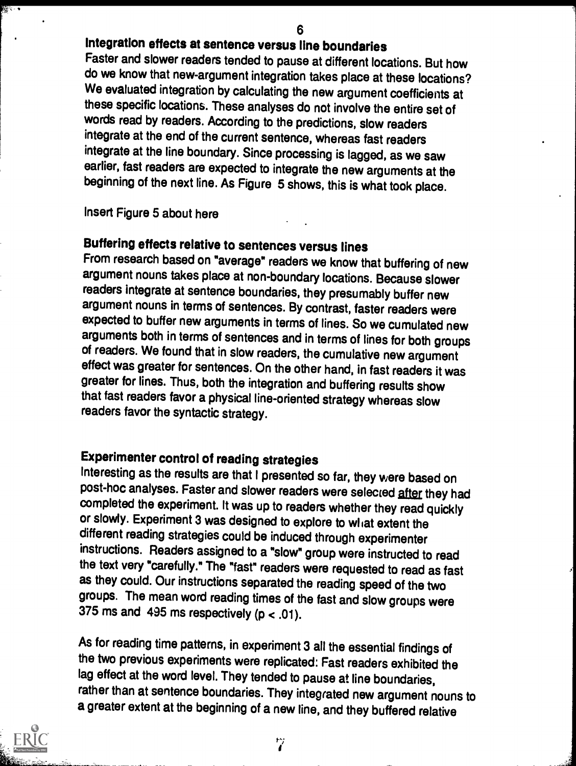## Integration effects at sentence versus line boundaries

Faster and slower readers tended to pause at different locations. But how do we know that new-argument integration takes place at these locations? We evaluated integration by calculating the new argument coefficients at these specific locations. These analyses do not involve the entire set of words read by readers. According to the predictions, slow readers integrate at the end of the current sentence, whereas fast readers integrate at the line boundary. Since processing is lagged, as we saw earlier, fast readers are expected to integrate the new arguments at the beginning of the next line. As Figure 5 shows, this is what took place.

Insert Figure 5 about here

## Buffering effects relative to sentences versus lines

From research based on "average" readers we know that buffering of new argument nouns takes place at non-boundary locations. Because slower readers integrate at sentence boundaries, they presumably buffer new argument nouns in terms of sentences. By contrast, faster readers were expected to buffer new arguments in terms of lines. So we cumulated new arguments both in terms of sentences and in terms of lines for both groups of readers. We found that in slow readers, the cumulative new argument effect was greater for sentences. On the other hand, in fast readers it was greater for lines. Thus, both the integration and buffering results show that fast readers favor a physical line-oriented strategy whereas slow readers favor the syntactic strategy.

## Experimenter control of reading strategies

Interesting as the results are that I presented so far, they were based on post-hoc analyses. Faster and slower readers were selected after they had completed the experiment. It was up to readers whether they read quickly or slowly. Experiment 3 was designed to explore to what extent the different reading strategies could be induced through experimenter instructions. Readers assigned to a "slow" group were instructed to read the text very "carefully." The "fast" readers were requested to read as fast as they could. Our instructions separated the reading speed of the two groups. The mean word reading times of the fast and slow groups were 375 ms and 495 ms respectively ($p < .01$).

As for reading time patterns, in experiment 3 all the essential findings of the two previous experiments were replicated: Fast readers exhibited the lag effect at the word level. They tended to pause at line boundaries, rather than at sentence boundaries. They integrated new argument nouns to a greater extent at the beginning of a new line, and they buffered relative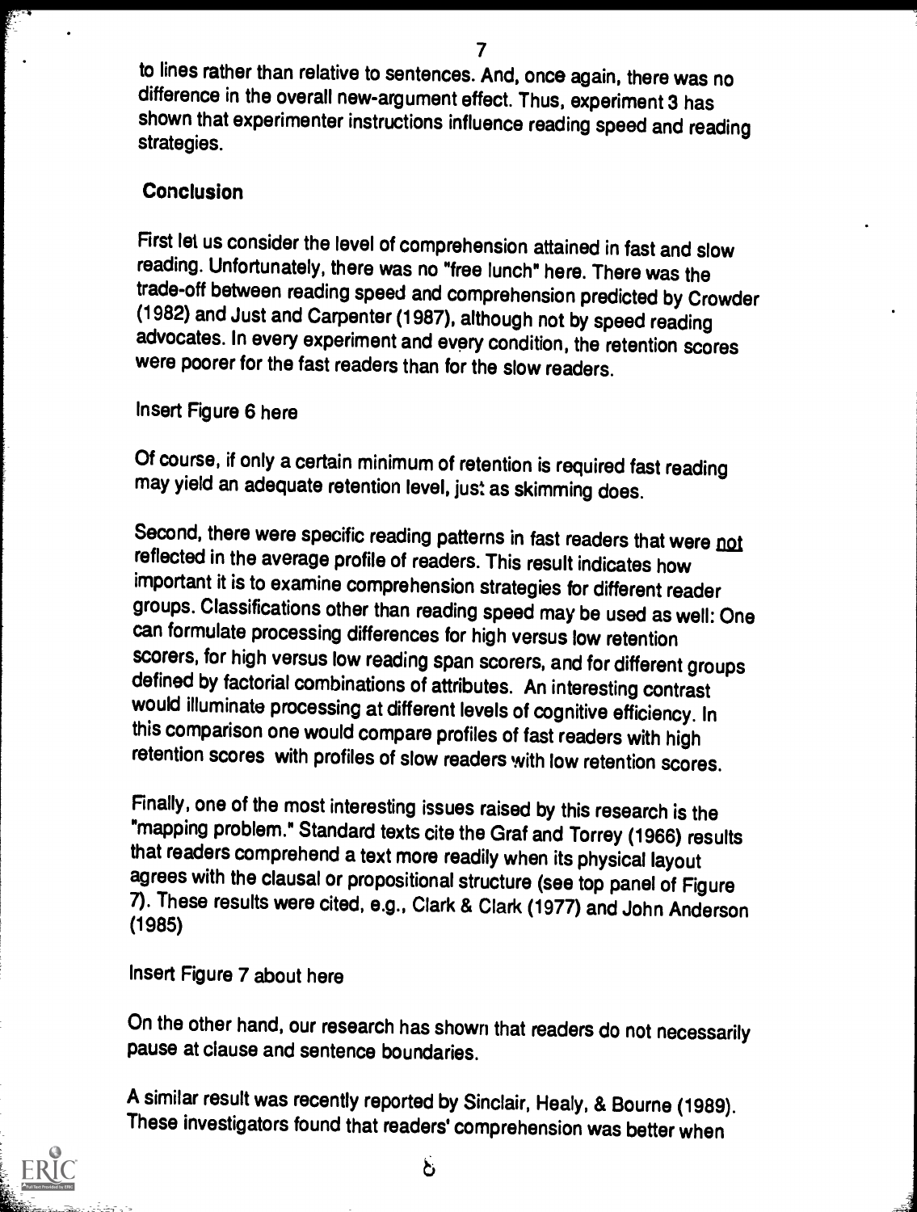to lines rather than relative to sentences. And, once again, there was no difference in the overall new-argument effect. Thus, experiment 3 has shown that experimenter instructions influence reading speed and reading strategies.

## Conclusion

First let us consider the level of comprehension attained in fast and slow reading. Unfortunately, there was no "free lunch" here. There was the trade-off between reading speed and comprehension predicted by Crowder (1982) and Just and Carpenter (1987), although not by speed reading advocates. In every experiment and every condition, the retention scores were poorer for the fast readers than for the slow readers.

Insert Figure 6 here

Of course, if only a certain minimum of retention is required fast reading may yield an adequate retention level, just as skimming does.

Second, there were specific reading patterns in fast readers that were <u>not</u> reflected in the average profile of readers. This result indicates how important it is to examine comprehension strategies for different reader groups. Classifications other than reading speed may be used as well: One can formulate processing differences for high versus low retention scorers, for high versus low reading span scorers, and for different groups defined by factorial combinations of attributes. An interesting contrast would illuminate processing at different levels of cognitive efficiency. In this comparison one would compare profiles of fast readers with high retention scores with profiles of slow readers with low retention scores.

Finally, one of the most interesting issues raised by this research is the "mapping problem." Standard texts cite the Graf and Torrey (1966) results that readers comprehend a text more readily when its physical layout agrees with the clausal or propositional structure (see top panel of Figure 7). These results were cited, e.g., Clark & Clark (1977) and John Anderson (1985)

Insert Figure 7 about here

On the other hand, our research has shown that readers do not necessarily pause at clause and sentence boundaries.

A similar result was recently reported by Sinclair, Healy, & Bourne (1989). These investigators found that readers' comprehension was better when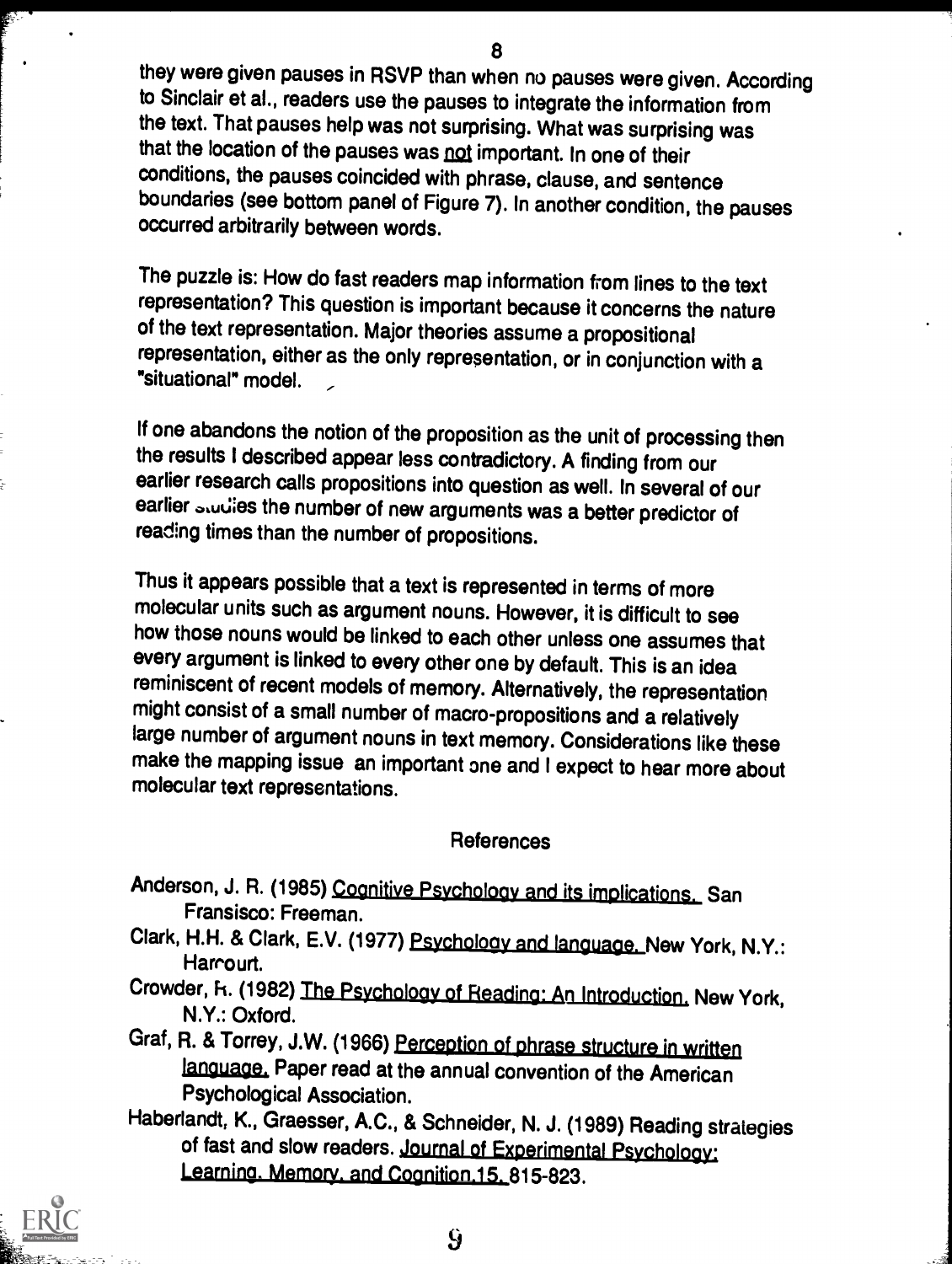they were given pauses in RSVP than when no pauses were given. According to Sinclair et al., readers use the pauses to integrate the information from the text. That pauses help was not surprising. What was surprising was that the location of the pauses was not important. In one of their conditions, the pauses coincided with phrase, clause, and sentence boundaries (see bottom panel of Figure 7). In another condition, the pauses occurred arbitrarily between words.

The puzzle is: How do fast readers map information from lines to the text representation? This question is important because it concerns the nature of the text representation. Major theories assume a propositional representation, either as the only representation, or in conjunction with a "situational" model.

If one abandons the notion of the proposition as the unit of processing then the results I described appear less contradictory. A finding from our earlier research calls propositions into question as well. In several of our earlier studies the number of new arguments was a better predictor of reading times than the number of propositions.

Thus it appears possible that a text is represented in terms of more molecular units such as argument nouns. However, it is difficult to see how those nouns would be linked to each other unless one assumes that every argument is linked to every other one by default. This is an idea reminiscent of recent models of memory. Alternatively, the representation might consist of a small number of macro-propositions and a relatively large number of argument nouns in text memory. Considerations like these make the mapping issue an important one and I expect to hear more about molecular text representations.

## References

Anderson, J. R. (1985) Cognitive Psychology and its implications. San Fransisco: Freeman.

Clark, H.H. & Clark, E.V. (1977) Psychology and language. New York, N.Y.: Harcourt.

Crowder, R. (1982) The Psychology of Reading: An Introduction. New York, N.Y.: Oxford.

Graf, R. & Torrey, J.W. (1966) Perception of phrase structure in written language. Paper read at the annual convention of the American Psychological Association.

Haberlandt, K., Graesser, A.C., & Schneider, N. J. (1989) Reading strategies of fast and slow readers. Journal of Experimental Psychology: Learning, Memory, and Cognition, 15, 815-823.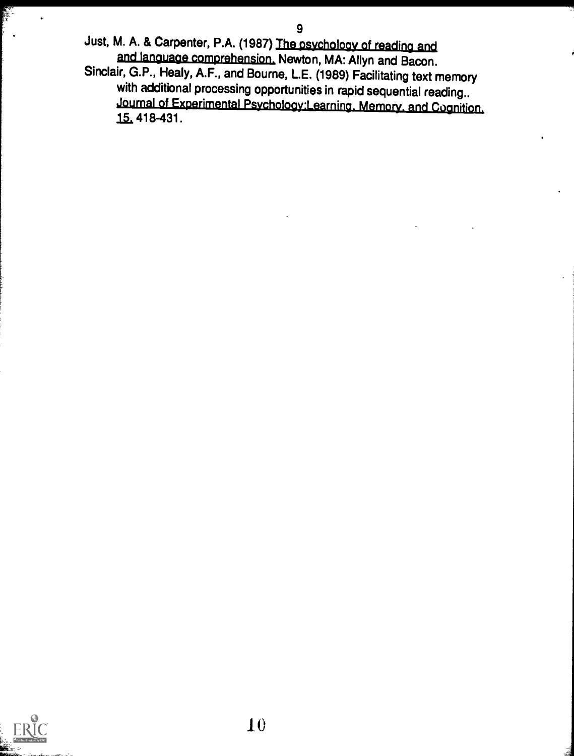Just, M. A. & Carpenter, P.A. (1987) _The psychology of reading and and language comprehension._ Newton, MA: Allyn and Bacon.

Sinclair, G.P., Healy, A.F., and Bourne, L.E. (1989) Facilitating text memory with additional processing opportunities in rapid sequential reading.. _Journal of Experimental Psychology:Learning, Memory, and Cognition, 15,_ 418-431.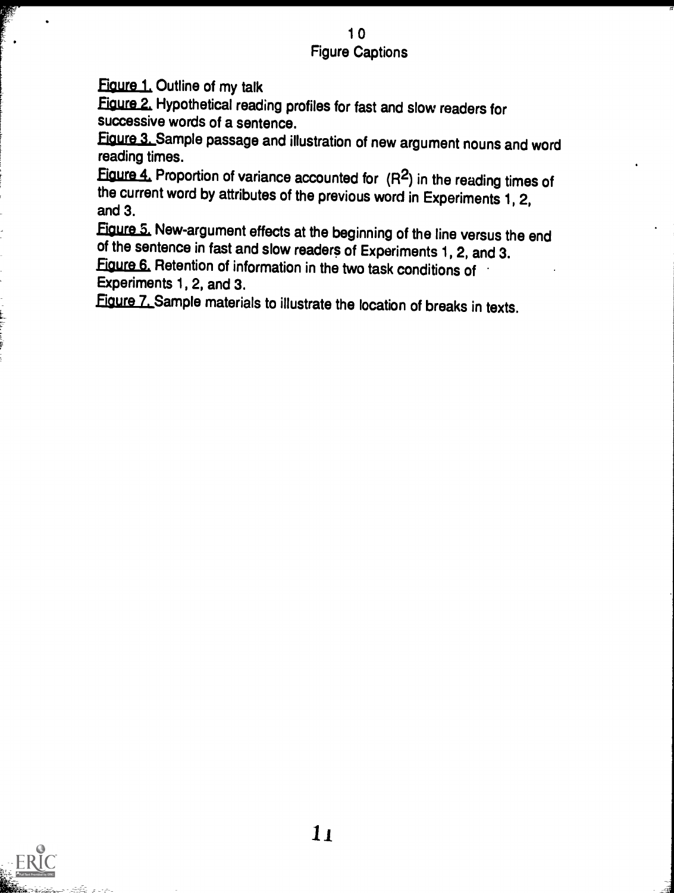## Figure Captions

Figure 1. Outline of my talk

Figure 2. Hypothetical reading profiles for fast and slow readers for successive words of a sentence.

Figure 3. Sample passage and illustration of new argument nouns and word reading times.

Figure 4. Proportion of variance accounted for ($R^2$) in the reading times of the current word by attributes of the previous word in Experiments 1, 2, and 3.

Figure 5. New-argument effects at the beginning of the line versus the end of the sentence in fast and slow readers of Experiments 1, 2, and 3.

Figure 6. Retention of information in the two task conditions of Experiments 1, 2, and 3.

Figure 7. Sample materials to illustrate the location of breaks in texts.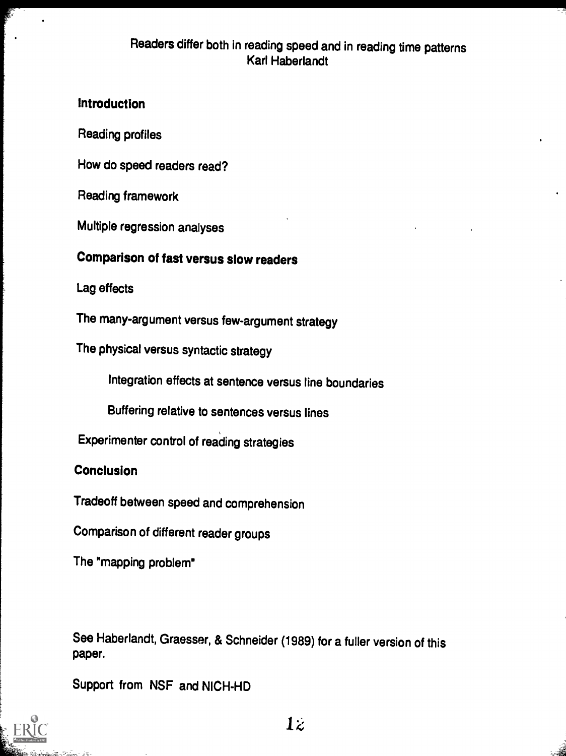# Readers differ both in reading speed and in reading time patterns

Karl Haberlandt

## Introduction

Reading profiles

How do speed readers read?

Reading framework

Multiple regression analyses

## Comparison of fast versus slow readers

Lag effects

The many-argument versus few-argument strategy

The physical versus syntactic strategy

- Integration effects at sentence versus line boundaries
- Buffering relative to sentences versus lines

Experimenter control of reading strategies

## Conclusion

Tradeoff between speed and comprehension

Comparison of different reader groups

The "mapping problem"

See Haberlandt, Graesser, & Schneider (1989) for a fuller version of this paper.

Support from NSF and NICH-HD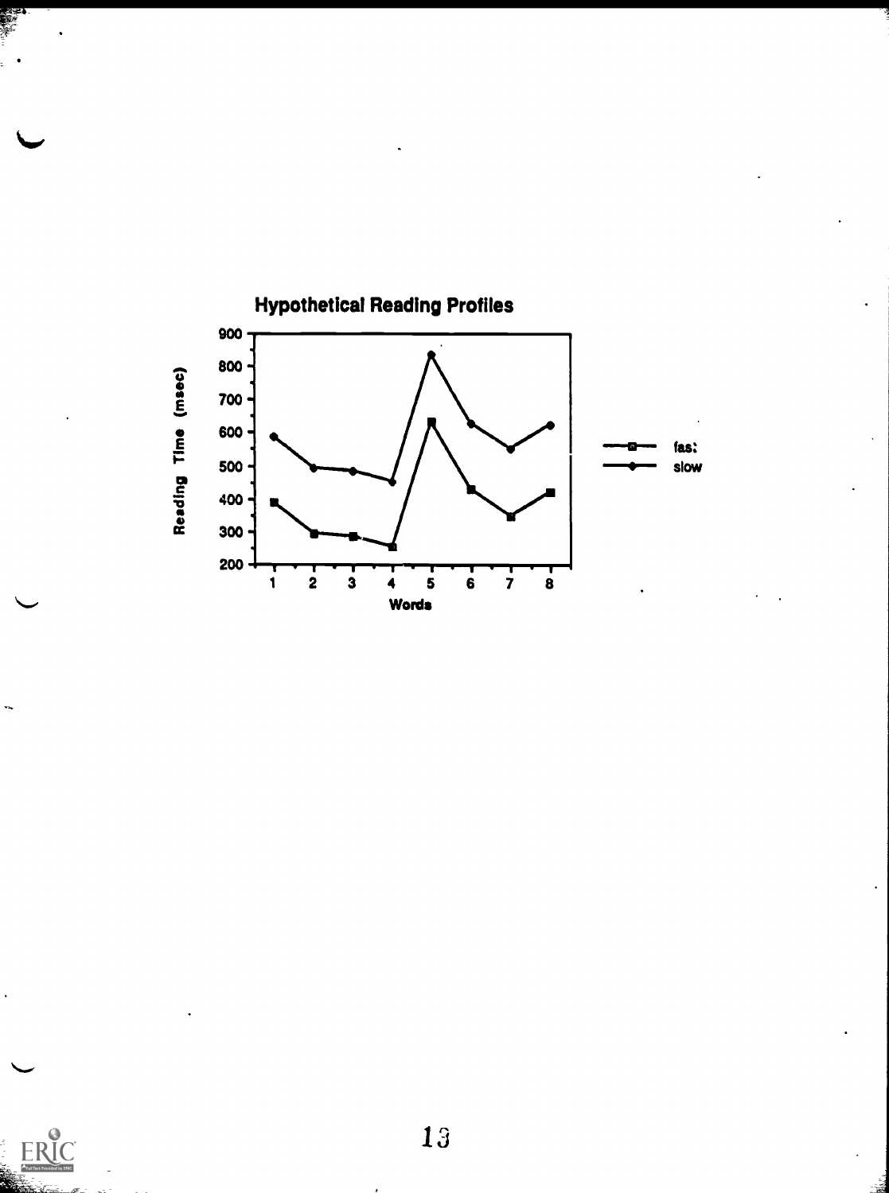**Hypothetical Reading Profiles**

Reading Time (msec)

Words

fast

slow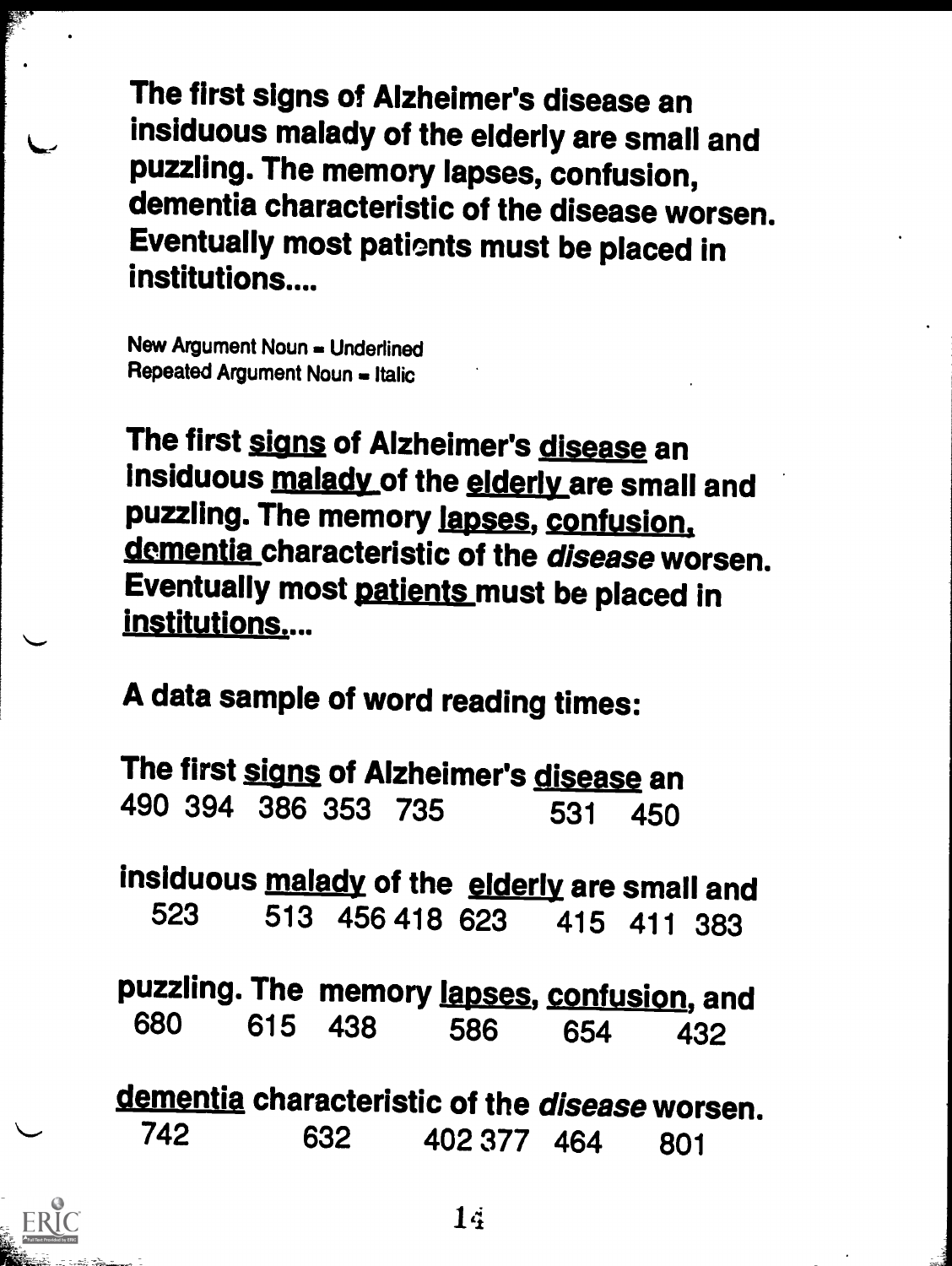The first signs of Alzheimer's disease an insiduous malady of the elderly are small and puzzling. The memory lapses, confusion, dementia characteristic of the disease worsen. Eventually most patients must be placed in institutions....

New Argument Noun = Underlined
Repeated Argument Noun = Italic

The first <u>signs</u> of Alzheimer's <u>disease</u> an insiduous <u>malady</u> of the <u>elderly</u> are small and puzzling. The memory <u>lapses</u>, <u>confusion</u>, <u>dementia</u> characteristic of the *disease* worsen. Eventually most <u>patients</u> must be placed in <u>institutions</u>....

A data sample of word reading times:

The first <u>signs</u> of Alzheimer's <u>disease</u> an
490 394 386 353 735 531 450

insiduous <u>malady</u> of the <u>elderly</u> are small and
523 513 456 418 623 415 411 383

puzzling. The memory <u>lapses</u>, <u>confusion</u>, and
680 615 438 586 654 432

<u>dementia</u> characteristic of the *disease* worsen.
742 632 402 377 464 801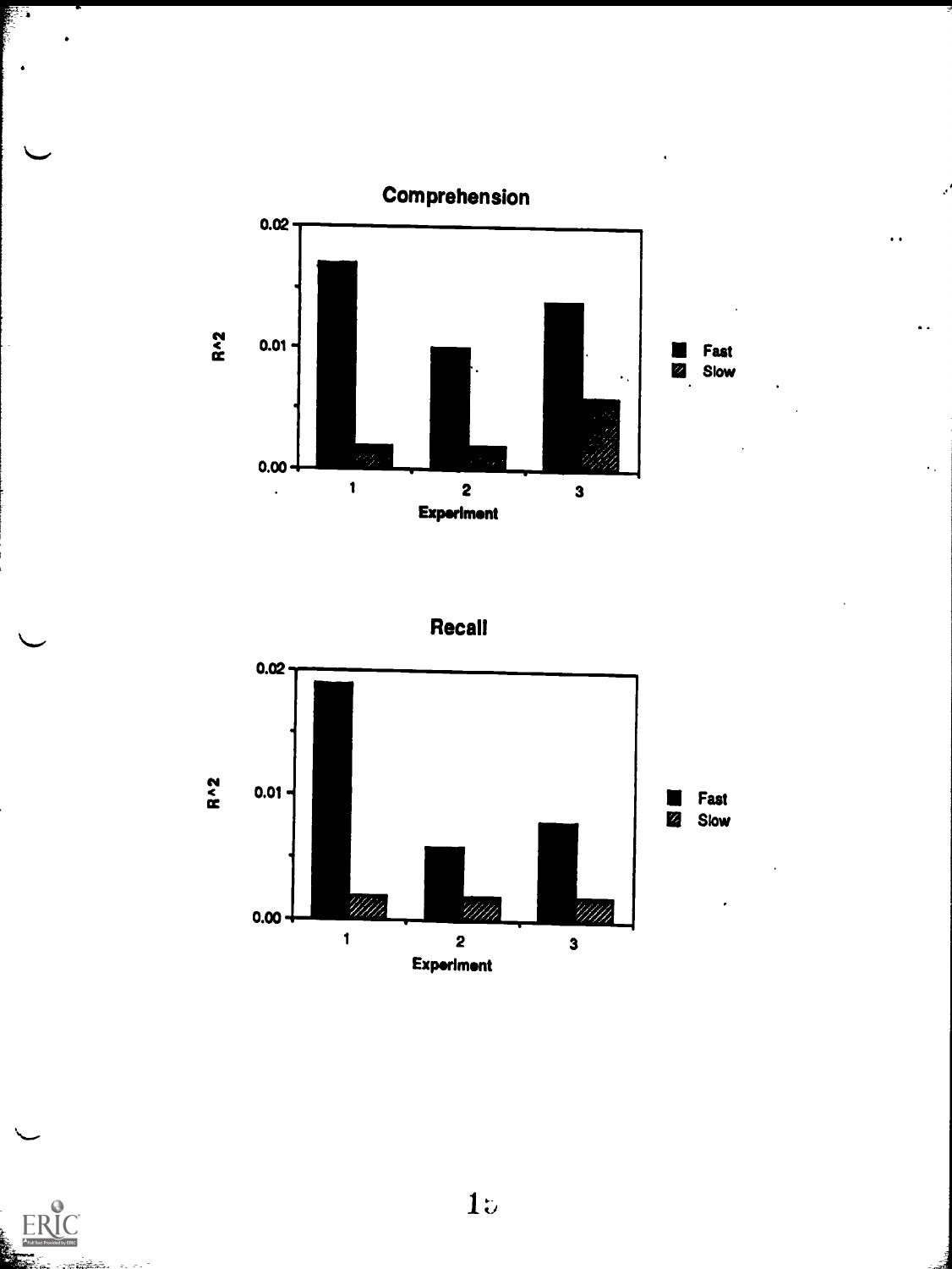## Comprehension

| Experiment | Fast | Slow |
|---|---|---|
| 1 | | |
| 2 | | |
| 3 | | |

$R^2$ (0.00 – 0.02)

## Recall

| Experiment | Fast | Slow |
|---|---|---|
| 1 | | |
| 2 | | |
| 3 | | |

$R^2$ (0.00 – 0.02)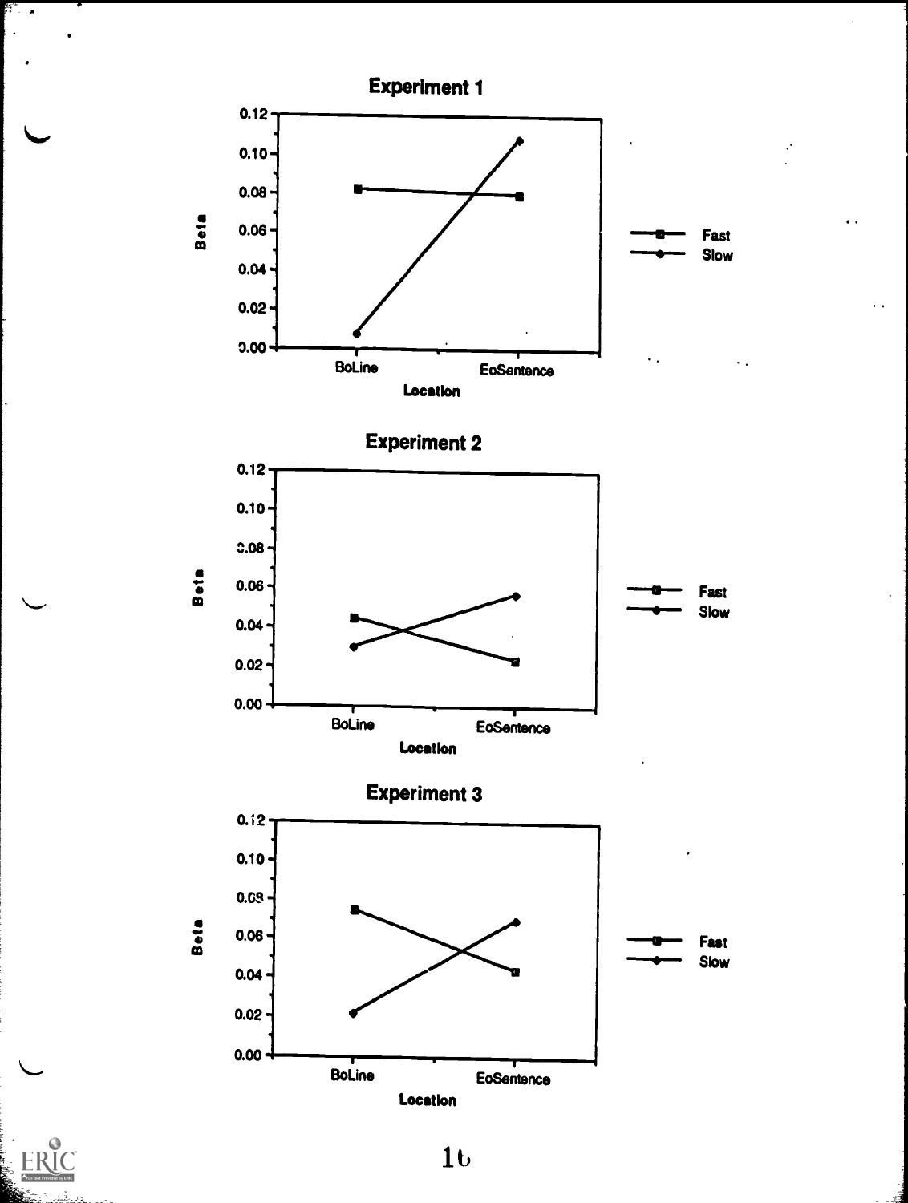## Experiment 1

Beta: 0.00, 0.02, 0.04, 0.06, 0.08, 0.10, 0.12

Location: BoLine, EoSentence

Fast
Slow

## Experiment 2

Beta: 0.00, 0.02, 0.04, 0.06, 0.08, 0.10, 0.12

Location: BoLine, EoSentence

Fast
Slow

## Experiment 3

Beta: 0.00, 0.02, 0.04, 0.06, 0.08, 0.10, 0.12

Location: BoLine, EoSentence

Fast
Slow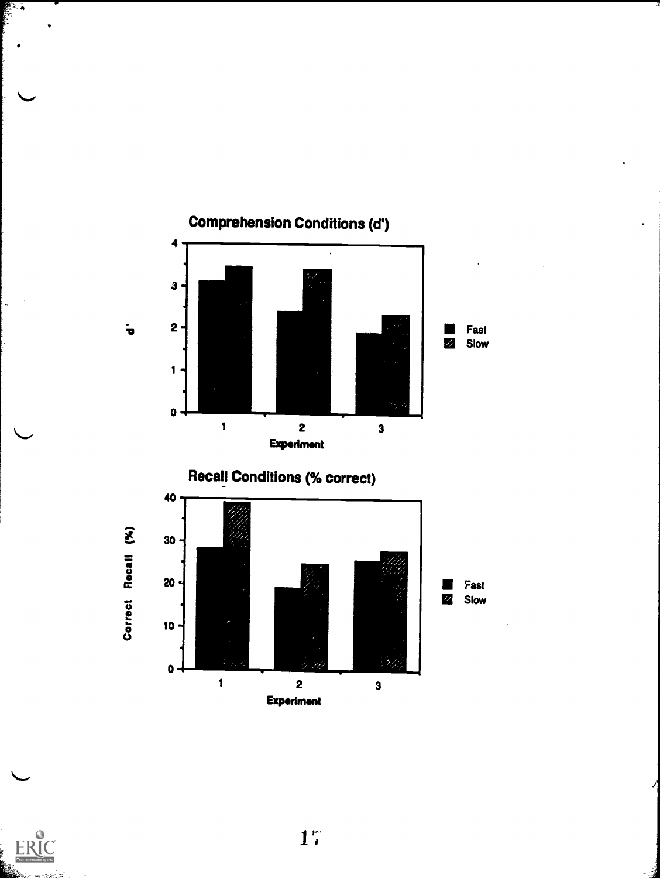## Comprehension Conditions (d')

## Recall Conditions (% correct)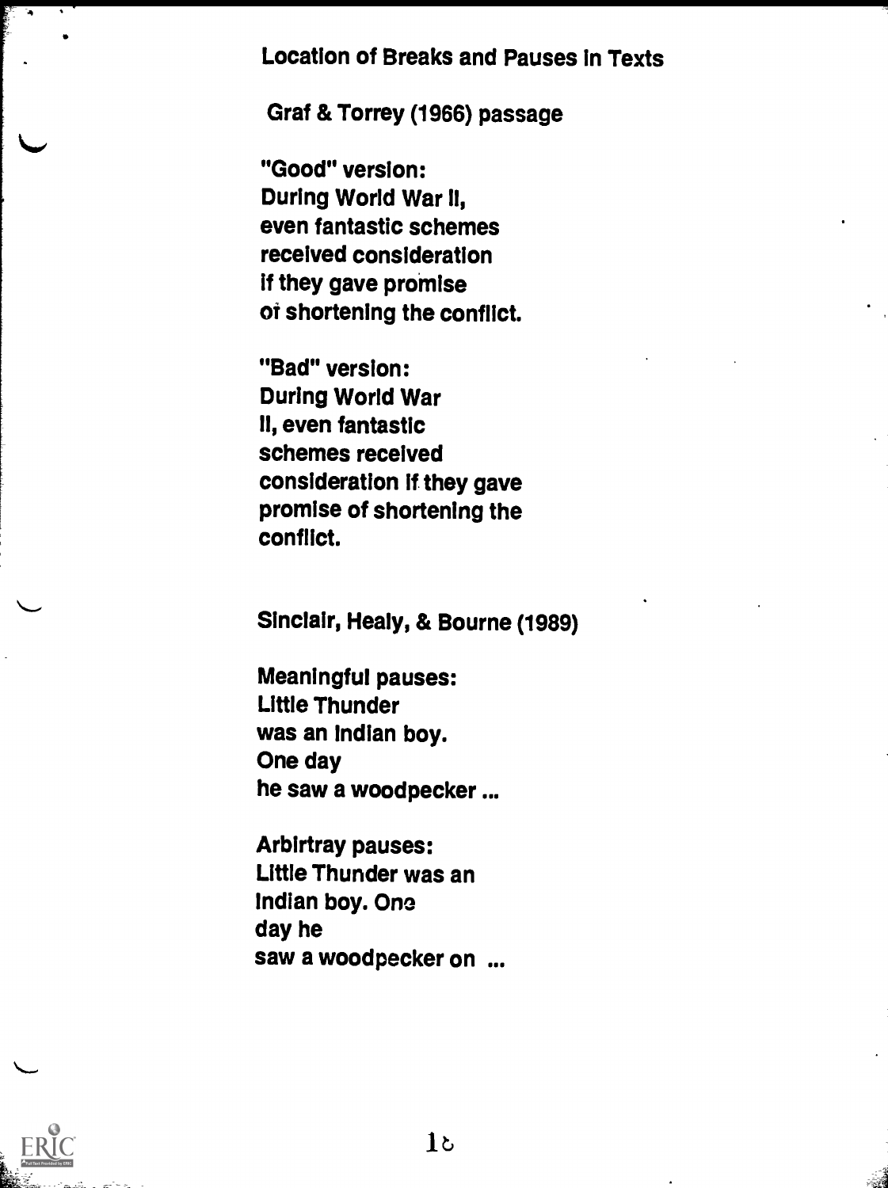# Location of Breaks and Pauses in Texts

## Graf & Torrey (1966) passage

"Good" version:
During World War II,
even fantastic schemes
received consideration
if they gave promise
of shortening the conflict.

"Bad" version:
During World War
II, even fantastic
schemes received
consideration if they gave
promise of shortening the
conflict.

## Sinclair, Healy, & Bourne (1989)

Meaningful pauses:
Little Thunder
was an Indian boy.
One day
he saw a woodpecker ...

Arbirtray pauses:
Little Thunder was an
Indian boy. One
day he
saw a woodpecker on ...